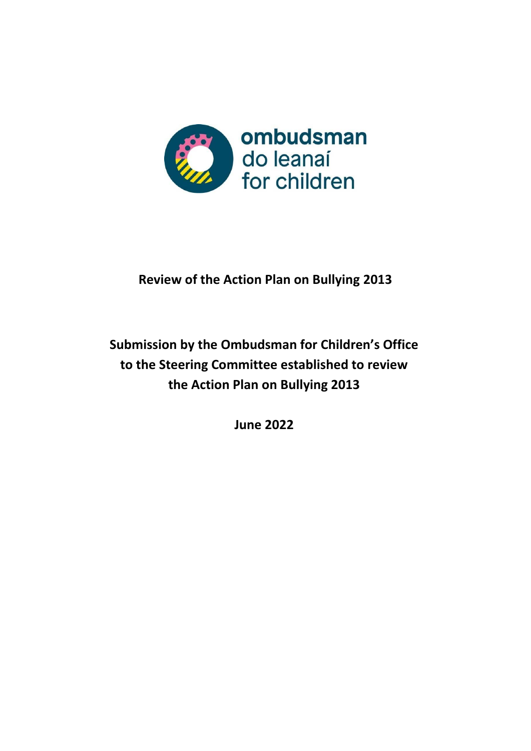ombudsman
do leanaí
for children

**Review of the Action Plan on Bullying 2013**

**Submission by the Ombudsman for Children's Office to the Steering Committee established to review the Action Plan on Bullying 2013**

**June 2022**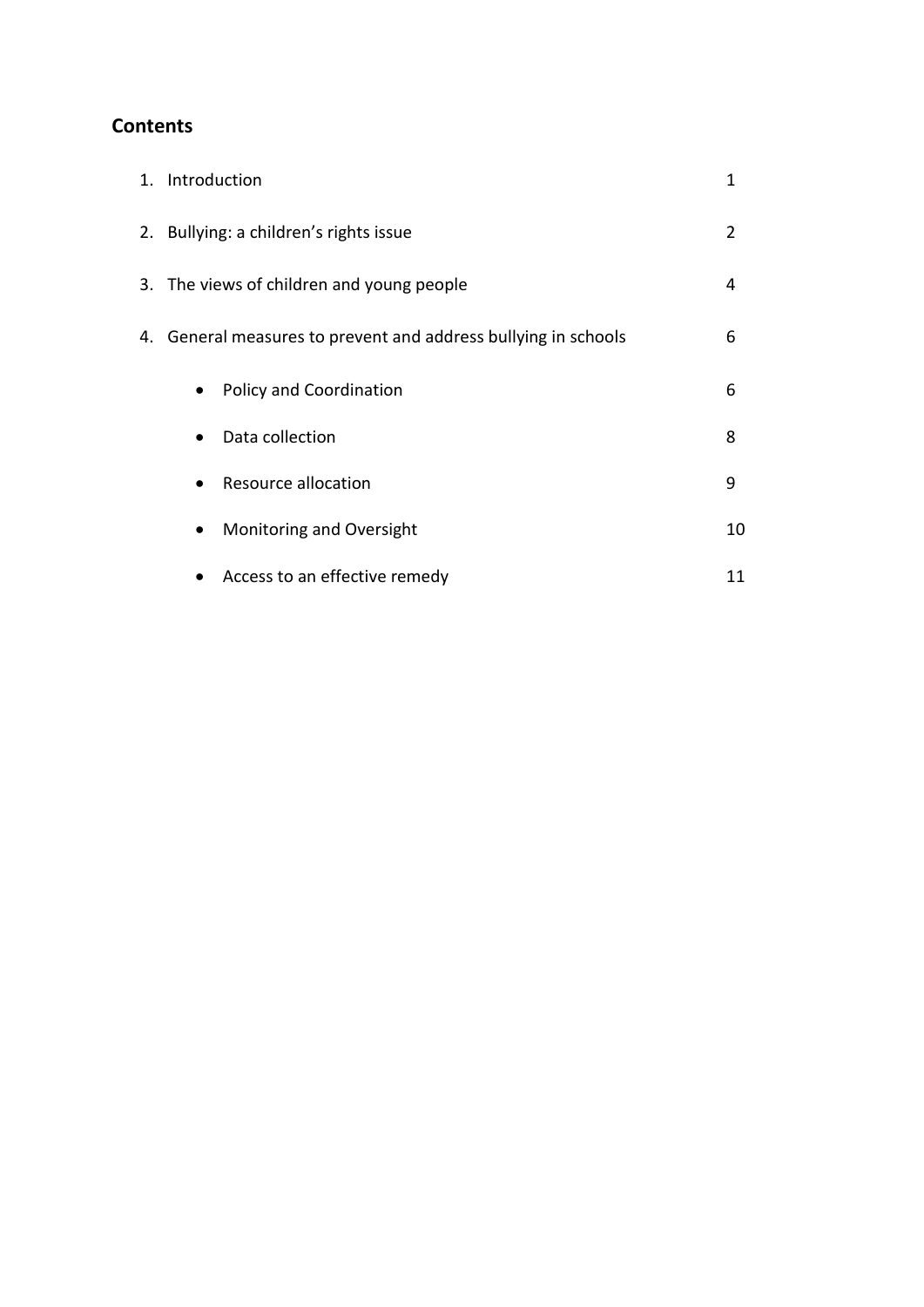## Contents

1. Introduction 1
2. Bullying: a children's rights issue 2
3. The views of children and young people 4
4. General measures to prevent and address bullying in schools 6
   - Policy and Coordination 6
   - Data collection 8
   - Resource allocation 9
   - Monitoring and Oversight 10
   - Access to an effective remedy 11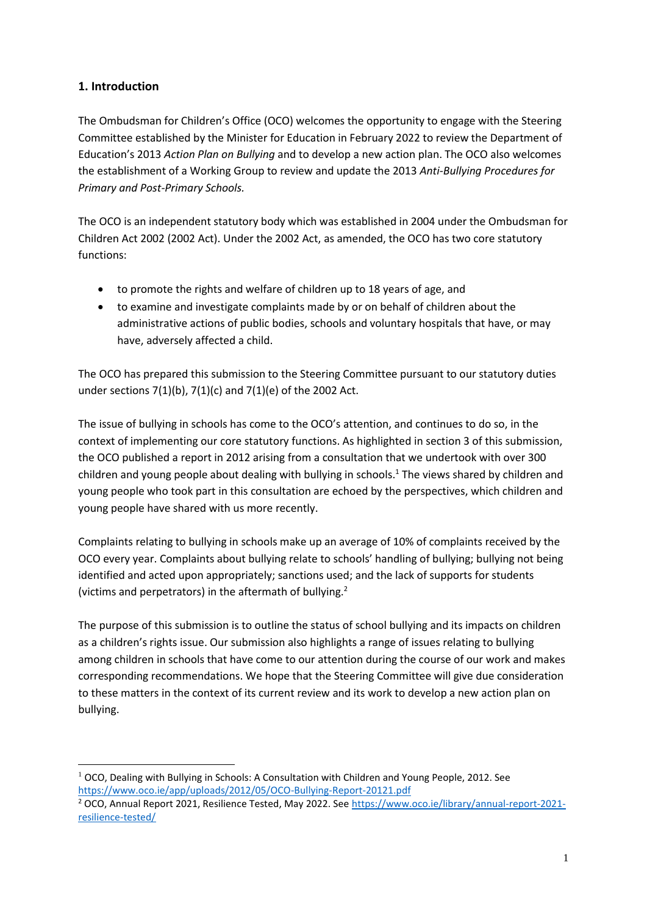## 1. Introduction

The Ombudsman for Children's Office (OCO) welcomes the opportunity to engage with the Steering Committee established by the Minister for Education in February 2022 to review the Department of Education's 2013 *Action Plan on Bullying* and to develop a new action plan. The OCO also welcomes the establishment of a Working Group to review and update the 2013 *Anti-Bullying Procedures for Primary and Post-Primary Schools.*

The OCO is an independent statutory body which was established in 2004 under the Ombudsman for Children Act 2002 (2002 Act). Under the 2002 Act, as amended, the OCO has two core statutory functions:

- to promote the rights and welfare of children up to 18 years of age, and
- to examine and investigate complaints made by or on behalf of children about the administrative actions of public bodies, schools and voluntary hospitals that have, or may have, adversely affected a child.

The OCO has prepared this submission to the Steering Committee pursuant to our statutory duties under sections 7(1)(b), 7(1)(c) and 7(1)(e) of the 2002 Act.

The issue of bullying in schools has come to the OCO's attention, and continues to do so, in the context of implementing our core statutory functions. As highlighted in section 3 of this submission, the OCO published a report in 2012 arising from a consultation that we undertook with over 300 children and young people about dealing with bullying in schools.[1] The views shared by children and young people who took part in this consultation are echoed by the perspectives, which children and young people have shared with us more recently.

Complaints relating to bullying in schools make up an average of 10% of complaints received by the OCO every year. Complaints about bullying relate to schools' handling of bullying; bullying not being identified and acted upon appropriately; sanctions used; and the lack of supports for students (victims and perpetrators) in the aftermath of bullying.[2]

The purpose of this submission is to outline the status of school bullying and its impacts on children as a children's rights issue. Our submission also highlights a range of issues relating to bullying among children in schools that have come to our attention during the course of our work and makes corresponding recommendations. We hope that the Steering Committee will give due consideration to these matters in the context of its current review and its work to develop a new action plan on bullying.

---

[1] OCO, Dealing with Bullying in Schools: A Consultation with Children and Young People, 2012. See https://www.oco.ie/app/uploads/2012/05/OCO-Bullying-Report-20121.pdf

[2] OCO, Annual Report 2021, Resilience Tested, May 2022. See https://www.oco.ie/library/annual-report-2021-resilience-tested/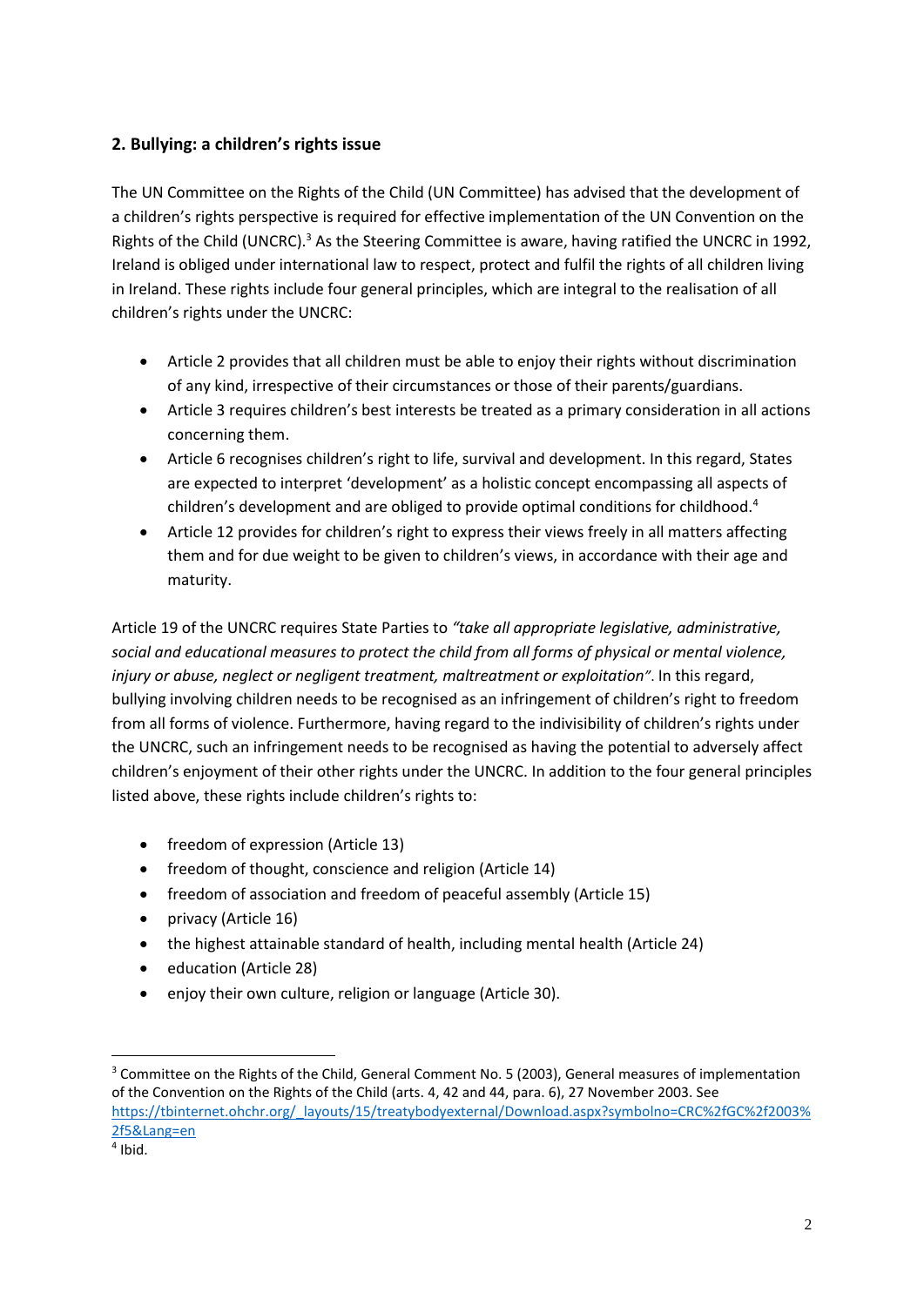## 2. Bullying: a children's rights issue

The UN Committee on the Rights of the Child (UN Committee) has advised that the development of a children's rights perspective is required for effective implementation of the UN Convention on the Rights of the Child (UNCRC).[3] As the Steering Committee is aware, having ratified the UNCRC in 1992, Ireland is obliged under international law to respect, protect and fulfil the rights of all children living in Ireland. These rights include four general principles, which are integral to the realisation of all children's rights under the UNCRC:

- Article 2 provides that all children must be able to enjoy their rights without discrimination of any kind, irrespective of their circumstances or those of their parents/guardians.
- Article 3 requires children's best interests be treated as a primary consideration in all actions concerning them.
- Article 6 recognises children's right to life, survival and development. In this regard, States are expected to interpret 'development' as a holistic concept encompassing all aspects of children's development and are obliged to provide optimal conditions for childhood.[4]
- Article 12 provides for children's right to express their views freely in all matters affecting them and for due weight to be given to children's views, in accordance with their age and maturity.

Article 19 of the UNCRC requires State Parties to *"take all appropriate legislative, administrative, social and educational measures to protect the child from all forms of physical or mental violence, injury or abuse, neglect or negligent treatment, maltreatment or exploitation"*. In this regard, bullying involving children needs to be recognised as an infringement of children's right to freedom from all forms of violence. Furthermore, having regard to the indivisibility of children's rights under the UNCRC, such an infringement needs to be recognised as having the potential to adversely affect children's enjoyment of their other rights under the UNCRC. In addition to the four general principles listed above, these rights include children's rights to:

- freedom of expression (Article 13)
- freedom of thought, conscience and religion (Article 14)
- freedom of association and freedom of peaceful assembly (Article 15)
- privacy (Article 16)
- the highest attainable standard of health, including mental health (Article 24)
- education (Article 28)
- enjoy their own culture, religion or language (Article 30).

---

[3] Committee on the Rights of the Child, General Comment No. 5 (2003), General measures of implementation of the Convention on the Rights of the Child (arts. 4, 42 and 44, para. 6), 27 November 2003. See https://tbinternet.ohchr.org/_layouts/15/treatybodyexternal/Download.aspx?symbolno=CRC%2fGC%2f2003%2f5&Lang=en

[4] Ibid.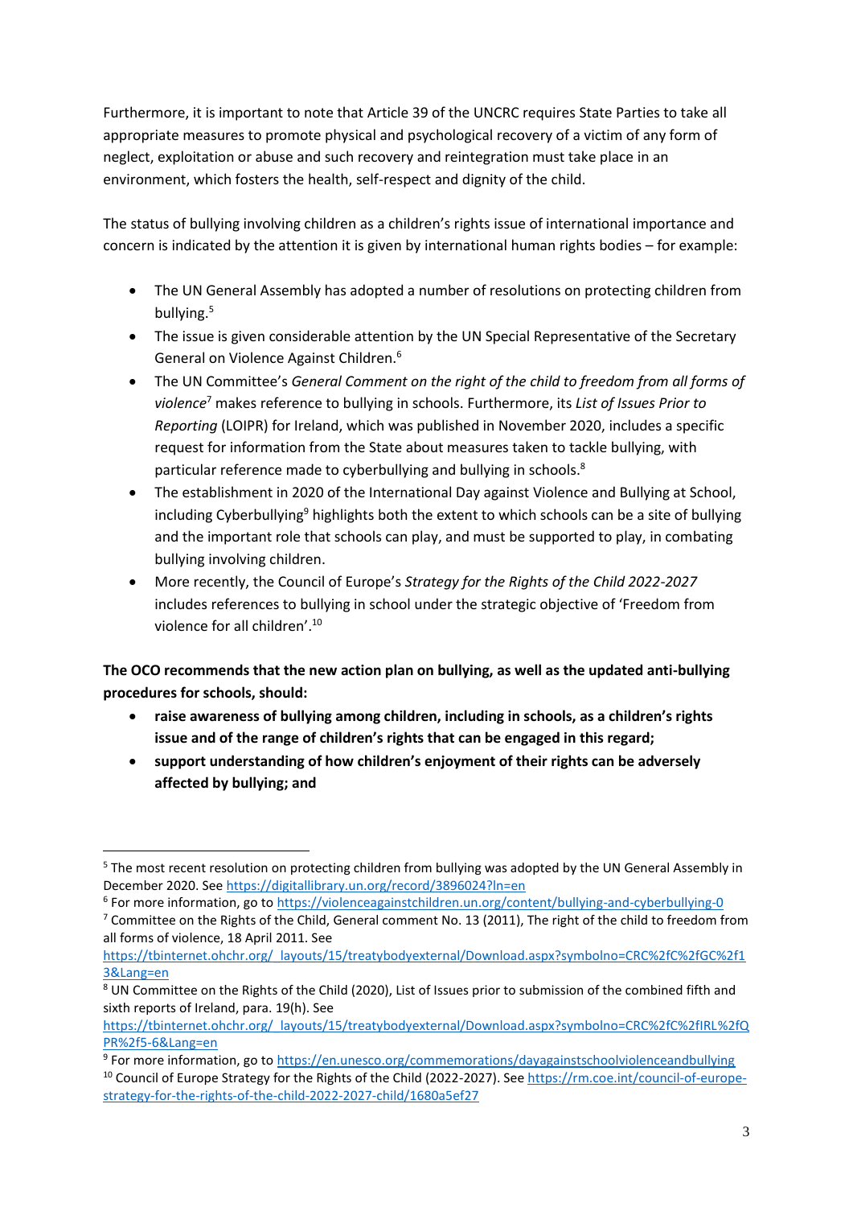Furthermore, it is important to note that Article 39 of the UNCRC requires State Parties to take all appropriate measures to promote physical and psychological recovery of a victim of any form of neglect, exploitation or abuse and such recovery and reintegration must take place in an environment, which fosters the health, self-respect and dignity of the child.

The status of bullying involving children as a children's rights issue of international importance and concern is indicated by the attention it is given by international human rights bodies – for example:

- The UN General Assembly has adopted a number of resolutions on protecting children from bullying.[5]
- The issue is given considerable attention by the UN Special Representative of the Secretary General on Violence Against Children.[6]
- The UN Committee's *General Comment on the right of the child to freedom from all forms of violence*[7] makes reference to bullying in schools. Furthermore, its *List of Issues Prior to Reporting* (LOIPR) for Ireland, which was published in November 2020, includes a specific request for information from the State about measures taken to tackle bullying, with particular reference made to cyberbullying and bullying in schools.[8]
- The establishment in 2020 of the International Day against Violence and Bullying at School, including Cyberbullying[9] highlights both the extent to which schools can be a site of bullying and the important role that schools can play, and must be supported to play, in combating bullying involving children.
- More recently, the Council of Europe's *Strategy for the Rights of the Child 2022-2027* includes references to bullying in school under the strategic objective of 'Freedom from violence for all children'.[10]

**The OCO recommends that the new action plan on bullying, as well as the updated anti-bullying procedures for schools, should:**

- **raise awareness of bullying among children, including in schools, as a children's rights issue and of the range of children's rights that can be engaged in this regard;**
- **support understanding of how children's enjoyment of their rights can be adversely affected by bullying; and**

---

[5] The most recent resolution on protecting children from bullying was adopted by the UN General Assembly in December 2020. See https://digitallibrary.un.org/record/3896024?ln=en

[6] For more information, go to https://violenceagainstchildren.un.org/content/bullying-and-cyberbullying-0

[7] Committee on the Rights of the Child, General comment No. 13 (2011), The right of the child to freedom from all forms of violence, 18 April 2011. See https://tbinternet.ohchr.org/_layouts/15/treatybodyexternal/Download.aspx?symbolno=CRC%2fC%2fGC%2f13&Lang=en

[8] UN Committee on the Rights of the Child (2020), List of Issues prior to submission of the combined fifth and sixth reports of Ireland, para. 19(h). See https://tbinternet.ohchr.org/_layouts/15/treatybodyexternal/Download.aspx?symbolno=CRC%2fC%2fIRL%2fQPR%2f5-6&Lang=en

[9] For more information, go to https://en.unesco.org/commemorations/dayagainstschoolviolenceandbullying

[10] Council of Europe Strategy for the Rights of the Child (2022-2027). See https://rm.coe.int/council-of-europe-strategy-for-the-rights-of-the-child-2022-2027-child/1680a5ef27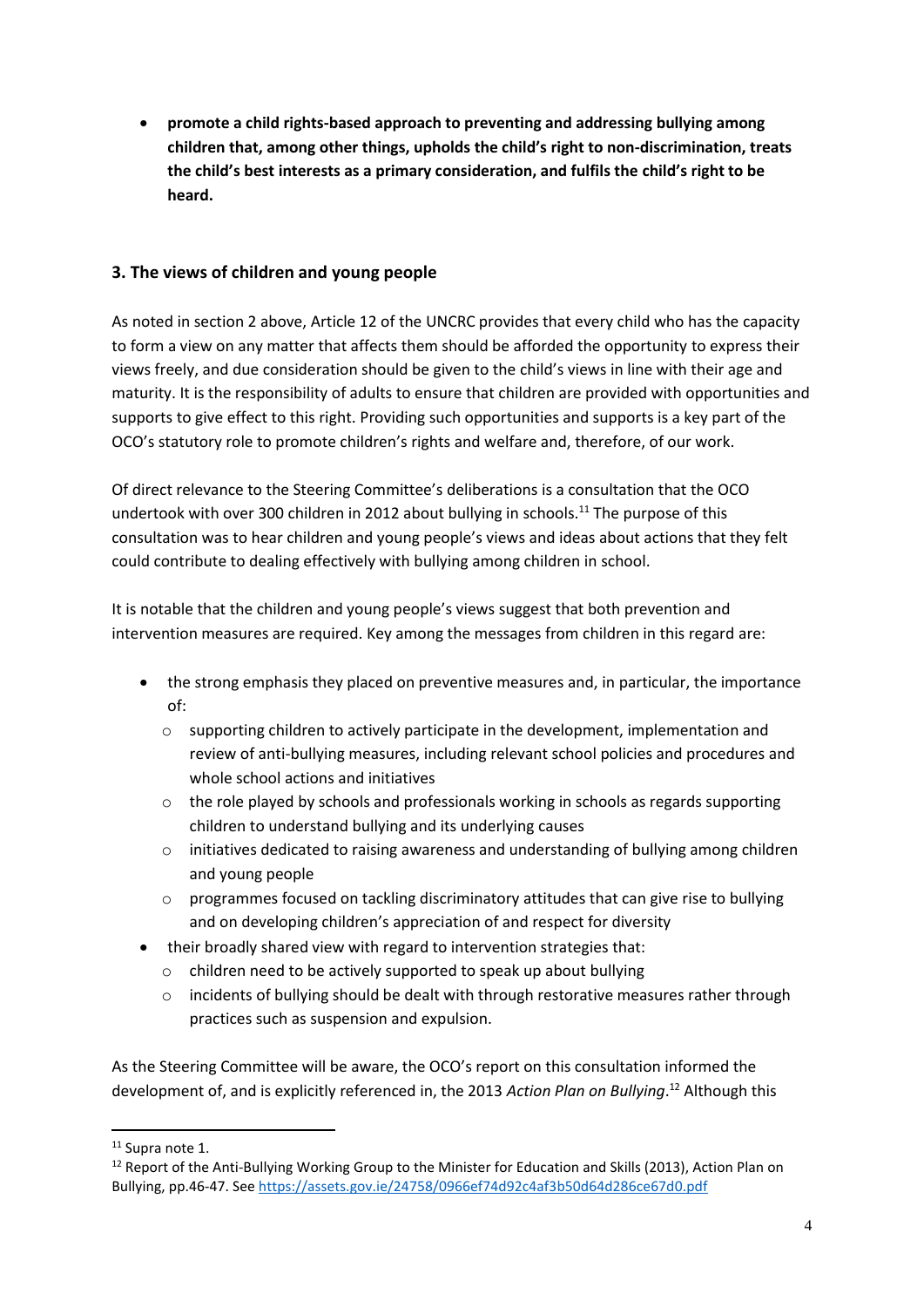- **promote a child rights-based approach to preventing and addressing bullying among children that, among other things, upholds the child's right to non-discrimination, treats the child's best interests as a primary consideration, and fulfils the child's right to be heard.**

## 3. The views of children and young people

As noted in section 2 above, Article 12 of the UNCRC provides that every child who has the capacity to form a view on any matter that affects them should be afforded the opportunity to express their views freely, and due consideration should be given to the child's views in line with their age and maturity. It is the responsibility of adults to ensure that children are provided with opportunities and supports to give effect to this right. Providing such opportunities and supports is a key part of the OCO's statutory role to promote children's rights and welfare and, therefore, of our work.

Of direct relevance to the Steering Committee's deliberations is a consultation that the OCO undertook with over 300 children in 2012 about bullying in schools.[11] The purpose of this consultation was to hear children and young people's views and ideas about actions that they felt could contribute to dealing effectively with bullying among children in school.

It is notable that the children and young people's views suggest that both prevention and intervention measures are required. Key among the messages from children in this regard are:

- the strong emphasis they placed on preventive measures and, in particular, the importance of:
  - supporting children to actively participate in the development, implementation and review of anti-bullying measures, including relevant school policies and procedures and whole school actions and initiatives
  - the role played by schools and professionals working in schools as regards supporting children to understand bullying and its underlying causes
  - initiatives dedicated to raising awareness and understanding of bullying among children and young people
  - programmes focused on tackling discriminatory attitudes that can give rise to bullying and on developing children's appreciation of and respect for diversity
- their broadly shared view with regard to intervention strategies that:
  - children need to be actively supported to speak up about bullying
  - incidents of bullying should be dealt with through restorative measures rather through practices such as suspension and expulsion.

As the Steering Committee will be aware, the OCO's report on this consultation informed the development of, and is explicitly referenced in, the 2013 *Action Plan on Bullying*.[12] Although this

---

[11] Supra note 1.

[12] Report of the Anti-Bullying Working Group to the Minister for Education and Skills (2013), Action Plan on Bullying, pp.46-47. See https://assets.gov.ie/24758/0966ef74d92c4af3b50d64d286ce67d0.pdf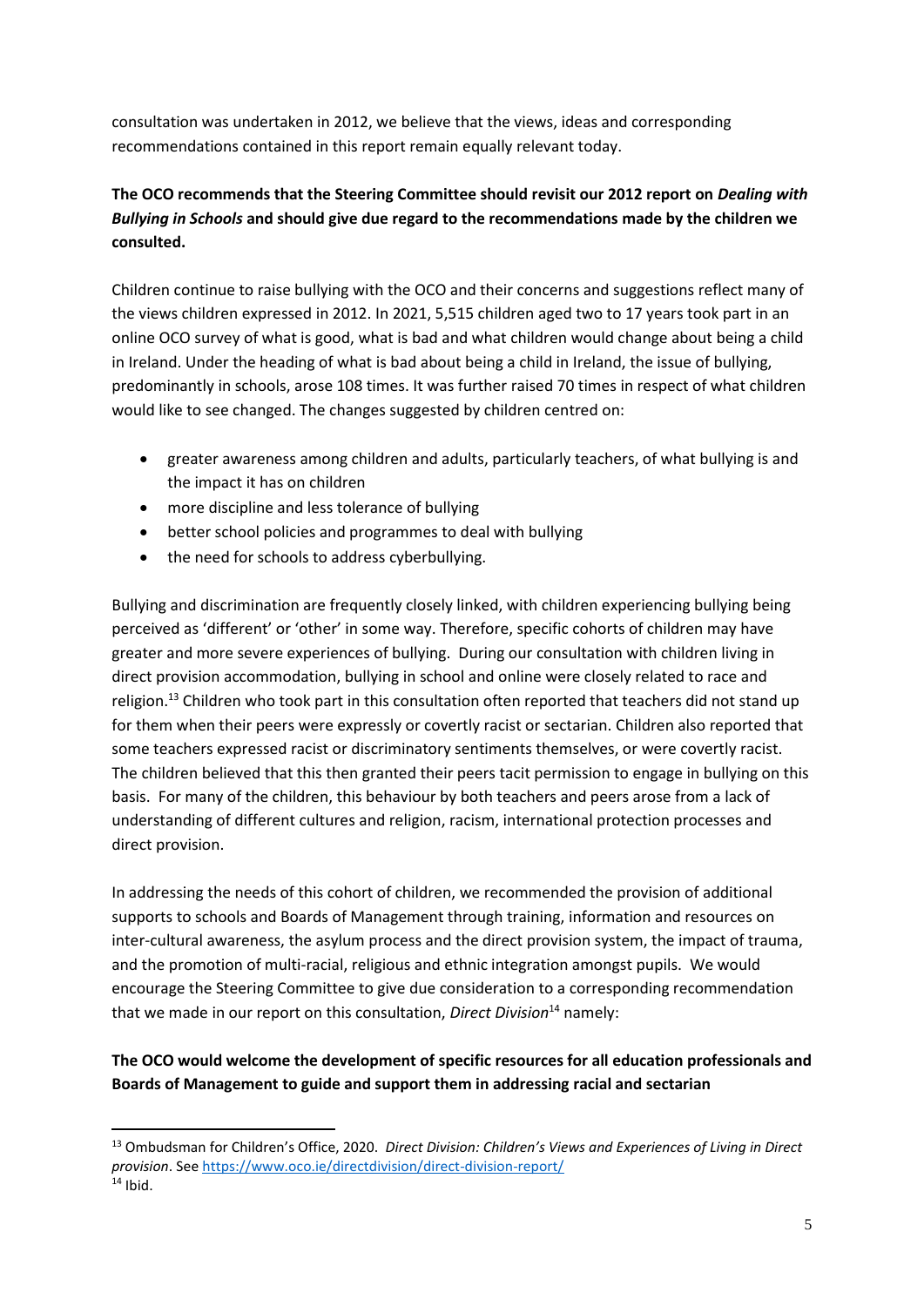consultation was undertaken in 2012, we believe that the views, ideas and corresponding recommendations contained in this report remain equally relevant today.

**The OCO recommends that the Steering Committee should revisit our 2012 report on *Dealing with Bullying in Schools* and should give due regard to the recommendations made by the children we consulted.**

Children continue to raise bullying with the OCO and their concerns and suggestions reflect many of the views children expressed in 2012. In 2021, 5,515 children aged two to 17 years took part in an online OCO survey of what is good, what is bad and what children would change about being a child in Ireland. Under the heading of what is bad about being a child in Ireland, the issue of bullying, predominantly in schools, arose 108 times. It was further raised 70 times in respect of what children would like to see changed. The changes suggested by children centred on:

- greater awareness among children and adults, particularly teachers, of what bullying is and the impact it has on children
- more discipline and less tolerance of bullying
- better school policies and programmes to deal with bullying
- the need for schools to address cyberbullying.

Bullying and discrimination are frequently closely linked, with children experiencing bullying being perceived as 'different' or 'other' in some way. Therefore, specific cohorts of children may have greater and more severe experiences of bullying. During our consultation with children living in direct provision accommodation, bullying in school and online were closely related to race and religion.[13] Children who took part in this consultation often reported that teachers did not stand up for them when their peers were expressly or covertly racist or sectarian. Children also reported that some teachers expressed racist or discriminatory sentiments themselves, or were covertly racist. The children believed that this then granted their peers tacit permission to engage in bullying on this basis. For many of the children, this behaviour by both teachers and peers arose from a lack of understanding of different cultures and religion, racism, international protection processes and direct provision.

In addressing the needs of this cohort of children, we recommended the provision of additional supports to schools and Boards of Management through training, information and resources on inter-cultural awareness, the asylum process and the direct provision system, the impact of trauma, and the promotion of multi-racial, religious and ethnic integration amongst pupils. We would encourage the Steering Committee to give due consideration to a corresponding recommendation that we made in our report on this consultation, *Direct Division*[14] namely:

**The OCO would welcome the development of specific resources for all education professionals and Boards of Management to guide and support them in addressing racial and sectarian**

---

[13] Ombudsman for Children's Office, 2020. *Direct Division: Children's Views and Experiences of Living in Direct provision*. See https://www.oco.ie/directdivision/direct-division-report/

[14] Ibid.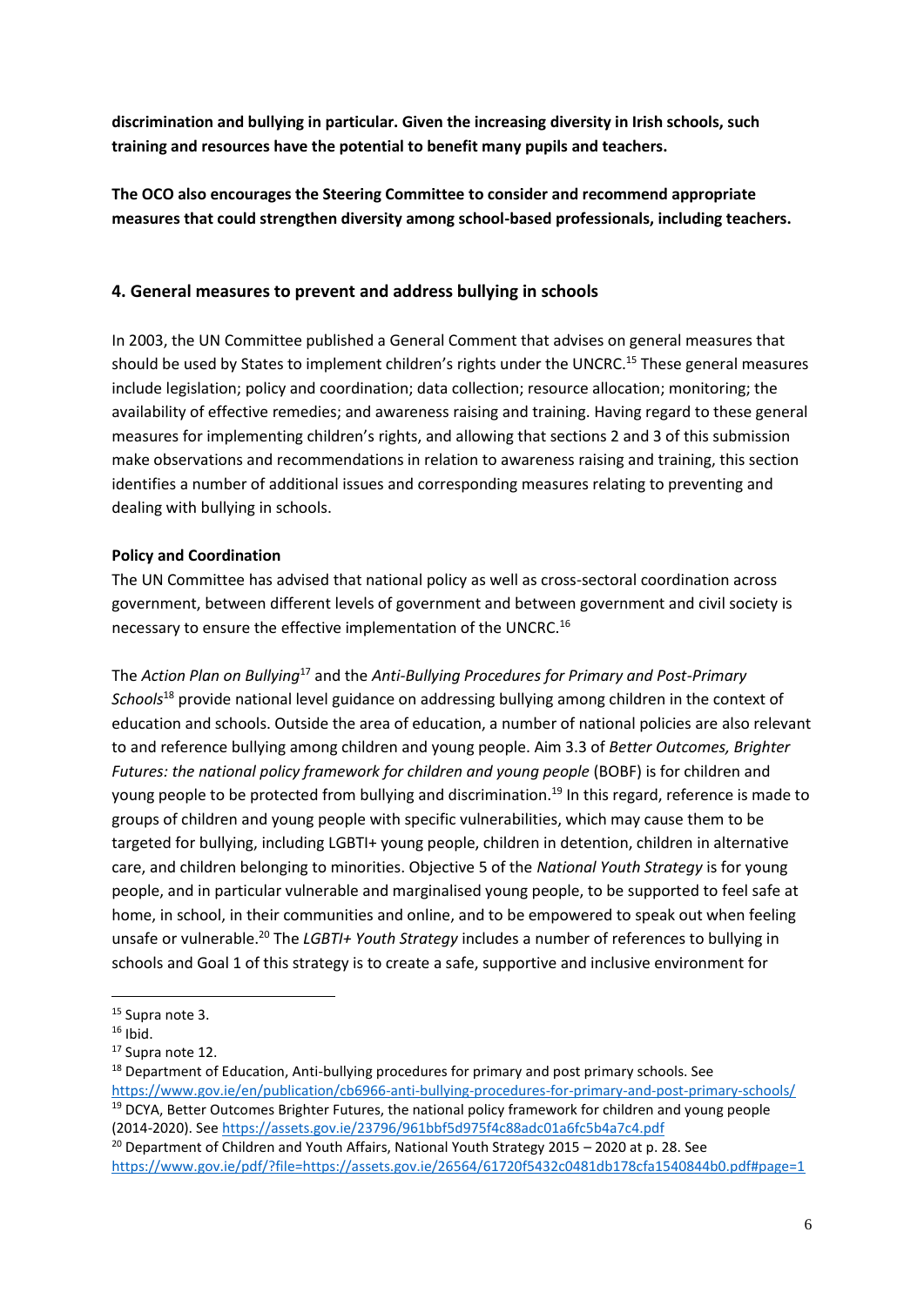**discrimination and bullying in particular. Given the increasing diversity in Irish schools, such training and resources have the potential to benefit many pupils and teachers.**

**The OCO also encourages the Steering Committee to consider and recommend appropriate measures that could strengthen diversity among school-based professionals, including teachers.**

## 4. General measures to prevent and address bullying in schools

In 2003, the UN Committee published a General Comment that advises on general measures that should be used by States to implement children's rights under the UNCRC.[15] These general measures include legislation; policy and coordination; data collection; resource allocation; monitoring; the availability of effective remedies; and awareness raising and training. Having regard to these general measures for implementing children's rights, and allowing that sections 2 and 3 of this submission make observations and recommendations in relation to awareness raising and training, this section identifies a number of additional issues and corresponding measures relating to preventing and dealing with bullying in schools.

**Policy and Coordination**

The UN Committee has advised that national policy as well as cross-sectoral coordination across government, between different levels of government and between government and civil society is necessary to ensure the effective implementation of the UNCRC.[16]

The *Action Plan on Bullying*[17] and the *Anti-Bullying Procedures for Primary and Post-Primary Schools*[18] provide national level guidance on addressing bullying among children in the context of education and schools. Outside the area of education, a number of national policies are also relevant to and reference bullying among children and young people. Aim 3.3 of *Better Outcomes, Brighter Futures: the national policy framework for children and young people* (BOBF) is for children and young people to be protected from bullying and discrimination.[19] In this regard, reference is made to groups of children and young people with specific vulnerabilities, which may cause them to be targeted for bullying, including LGBTI+ young people, children in detention, children in alternative care, and children belonging to minorities. Objective 5 of the *National Youth Strategy* is for young people, and in particular vulnerable and marginalised young people, to be supported to feel safe at home, in school, in their communities and online, and to be empowered to speak out when feeling unsafe or vulnerable.[20] The *LGBTI+ Youth Strategy* includes a number of references to bullying in schools and Goal 1 of this strategy is to create a safe, supportive and inclusive environment for

---

[15] Supra note 3.

[16] Ibid.

[17] Supra note 12.

[18] Department of Education, Anti-bullying procedures for primary and post primary schools. See https://www.gov.ie/en/publication/cb6966-anti-bullying-procedures-for-primary-and-post-primary-schools/

[19] DCYA, Better Outcomes Brighter Futures, the national policy framework for children and young people (2014-2020). See https://assets.gov.ie/23796/961bbf5d975f4c88adc01a6fc5b4a7c4.pdf

[20] Department of Children and Youth Affairs, National Youth Strategy 2015 – 2020 at p. 28. See https://www.gov.ie/pdf/?file=https://assets.gov.ie/26564/61720f5432c0481db178cfa1540844b0.pdf#page=1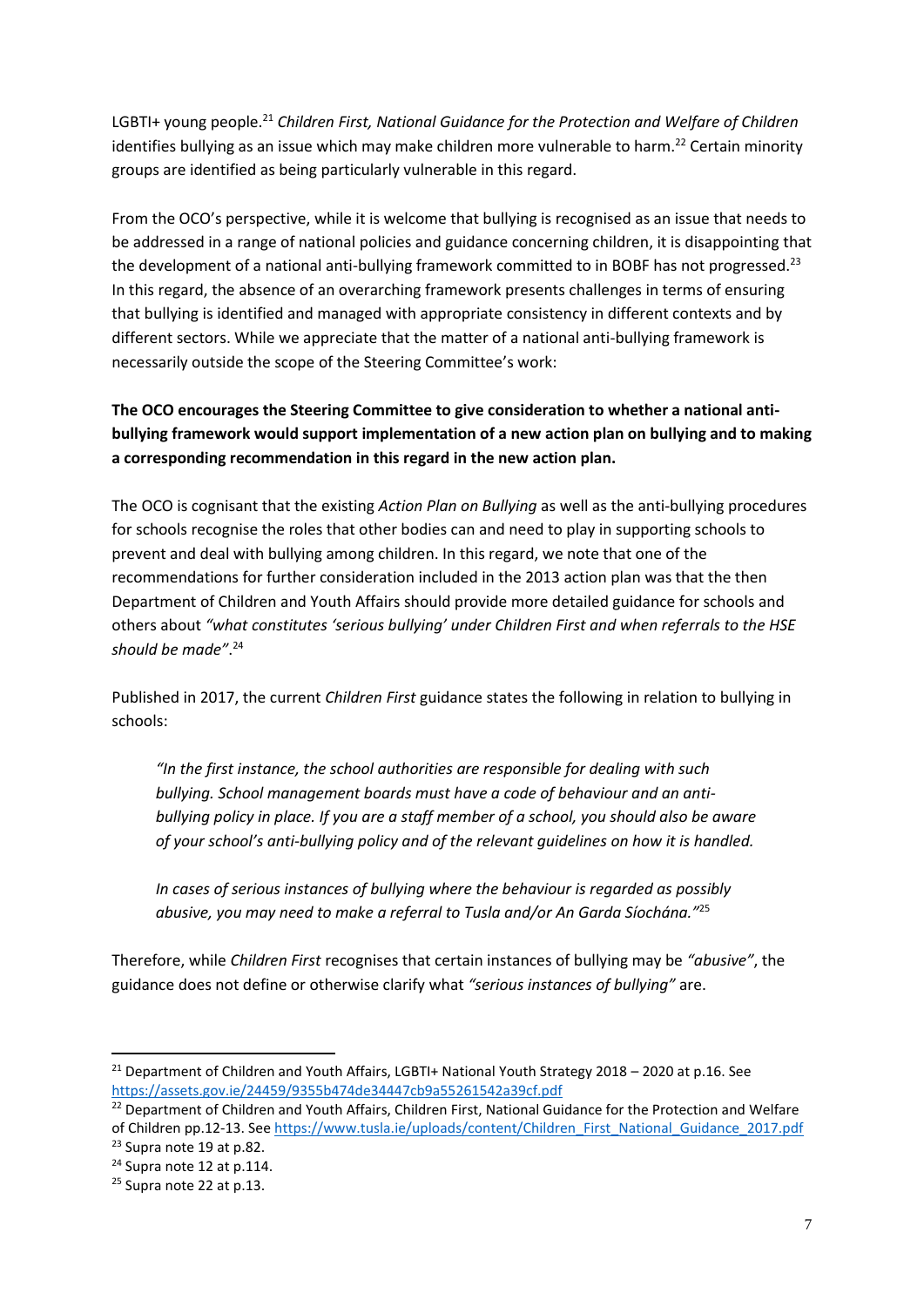LGBTI+ young people.[21] *Children First, National Guidance for the Protection and Welfare of Children* identifies bullying as an issue which may make children more vulnerable to harm.[22] Certain minority groups are identified as being particularly vulnerable in this regard.

From the OCO's perspective, while it is welcome that bullying is recognised as an issue that needs to be addressed in a range of national policies and guidance concerning children, it is disappointing that the development of a national anti-bullying framework committed to in BOBF has not progressed.[23] In this regard, the absence of an overarching framework presents challenges in terms of ensuring that bullying is identified and managed with appropriate consistency in different contexts and by different sectors. While we appreciate that the matter of a national anti-bullying framework is necessarily outside the scope of the Steering Committee's work:

**The OCO encourages the Steering Committee to give consideration to whether a national anti-bullying framework would support implementation of a new action plan on bullying and to making a corresponding recommendation in this regard in the new action plan.**

The OCO is cognisant that the existing *Action Plan on Bullying* as well as the anti-bullying procedures for schools recognise the roles that other bodies can and need to play in supporting schools to prevent and deal with bullying among children. In this regard, we note that one of the recommendations for further consideration included in the 2013 action plan was that the then Department of Children and Youth Affairs should provide more detailed guidance for schools and others about *"what constitutes 'serious bullying' under Children First and when referrals to the HSE should be made"*.[24]

Published in 2017, the current *Children First* guidance states the following in relation to bullying in schools:

> *"In the first instance, the school authorities are responsible for dealing with such bullying. School management boards must have a code of behaviour and an anti-bullying policy in place. If you are a staff member of a school, you should also be aware of your school's anti-bullying policy and of the relevant guidelines on how it is handled.*
>
> *In cases of serious instances of bullying where the behaviour is regarded as possibly abusive, you may need to make a referral to Tusla and/or An Garda Síochána."*[25]

Therefore, while *Children First* recognises that certain instances of bullying may be *"abusive"*, the guidance does not define or otherwise clarify what *"serious instances of bullying"* are.

---

[21] Department of Children and Youth Affairs, LGBTI+ National Youth Strategy 2018 – 2020 at p.16. See https://assets.gov.ie/24459/9355b474de34447cb9a55261542a39cf.pdf

[22] Department of Children and Youth Affairs, Children First, National Guidance for the Protection and Welfare of Children pp.12-13. See https://www.tusla.ie/uploads/content/Children_First_National_Guidance_2017.pdf

[23] Supra note 19 at p.82.

[24] Supra note 12 at p.114.

[25] Supra note 22 at p.13.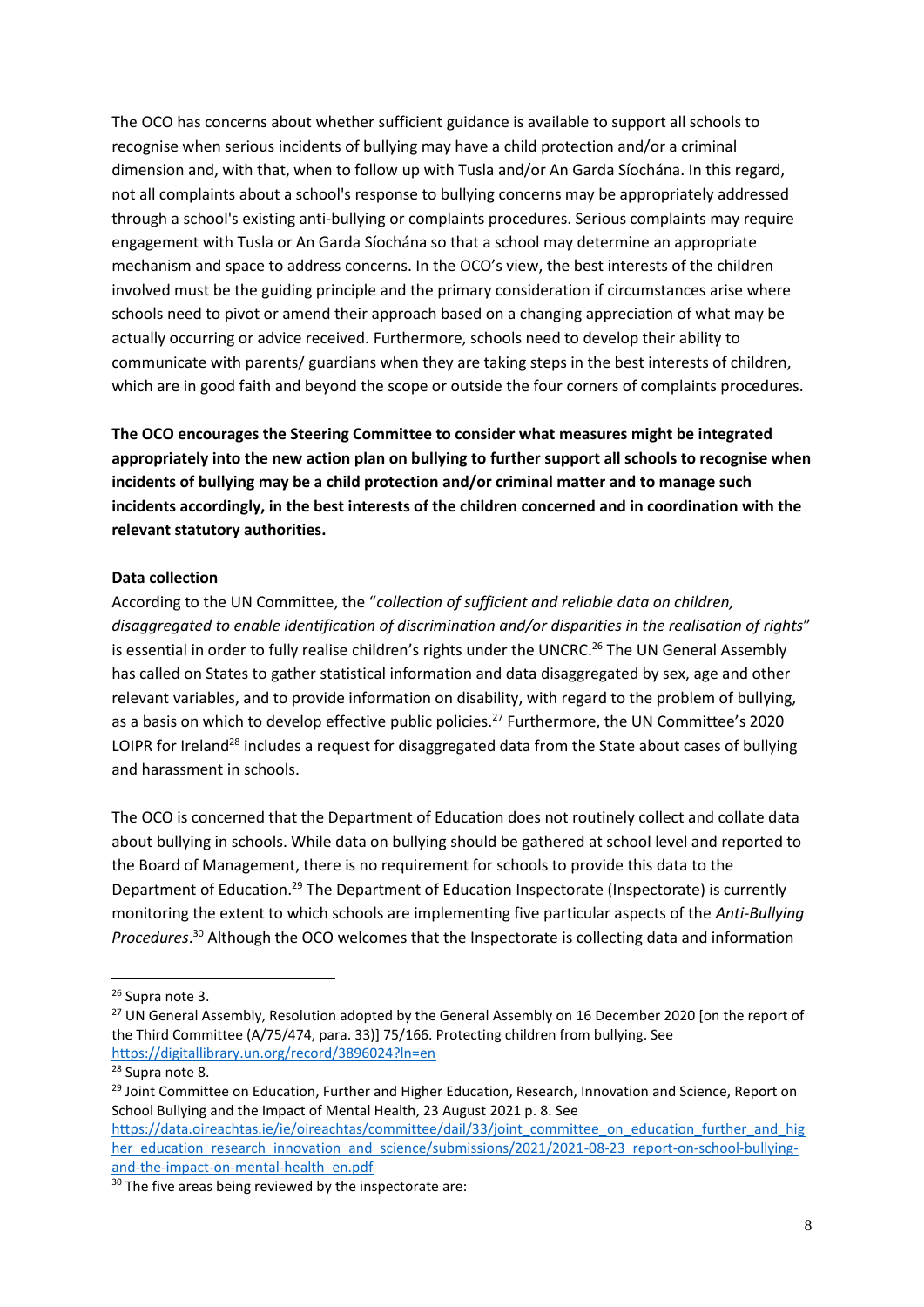The OCO has concerns about whether sufficient guidance is available to support all schools to recognise when serious incidents of bullying may have a child protection and/or a criminal dimension and, with that, when to follow up with Tusla and/or An Garda Síochána. In this regard, not all complaints about a school's response to bullying concerns may be appropriately addressed through a school's existing anti-bullying or complaints procedures. Serious complaints may require engagement with Tusla or An Garda Síochána so that a school may determine an appropriate mechanism and space to address concerns. In the OCO's view, the best interests of the children involved must be the guiding principle and the primary consideration if circumstances arise where schools need to pivot or amend their approach based on a changing appreciation of what may be actually occurring or advice received. Furthermore, schools need to develop their ability to communicate with parents/ guardians when they are taking steps in the best interests of children, which are in good faith and beyond the scope or outside the four corners of complaints procedures.

**The OCO encourages the Steering Committee to consider what measures might be integrated appropriately into the new action plan on bullying to further support all schools to recognise when incidents of bullying may be a child protection and/or criminal matter and to manage such incidents accordingly, in the best interests of the children concerned and in coordination with the relevant statutory authorities.**

**Data collection**

According to the UN Committee, the "*collection of sufficient and reliable data on children, disaggregated to enable identification of discrimination and/or disparities in the realisation of rights*" is essential in order to fully realise children's rights under the UNCRC.[26] The UN General Assembly has called on States to gather statistical information and data disaggregated by sex, age and other relevant variables, and to provide information on disability, with regard to the problem of bullying, as a basis on which to develop effective public policies.[27] Furthermore, the UN Committee's 2020 LOIPR for Ireland[28] includes a request for disaggregated data from the State about cases of bullying and harassment in schools.

The OCO is concerned that the Department of Education does not routinely collect and collate data about bullying in schools. While data on bullying should be gathered at school level and reported to the Board of Management, there is no requirement for schools to provide this data to the Department of Education.[29] The Department of Education Inspectorate (Inspectorate) is currently monitoring the extent to which schools are implementing five particular aspects of the *Anti-Bullying Procedures*.[30] Although the OCO welcomes that the Inspectorate is collecting data and information

---

[26] Supra note 3.

[27] UN General Assembly, Resolution adopted by the General Assembly on 16 December 2020 [on the report of the Third Committee (A/75/474, para. 33)] 75/166. Protecting children from bullying. See https://digitallibrary.un.org/record/3896024?ln=en

[28] Supra note 8.

[29] Joint Committee on Education, Further and Higher Education, Research, Innovation and Science, Report on School Bullying and the Impact of Mental Health, 23 August 2021 p. 8. See https://data.oireachtas.ie/ie/oireachtas/committee/dail/33/joint_committee_on_education_further_and_higher_education_research_innovation_and_science/submissions/2021/2021-08-23_report-on-school-bullying-and-the-impact-on-mental-health_en.pdf

[30] The five areas being reviewed by the inspectorate are: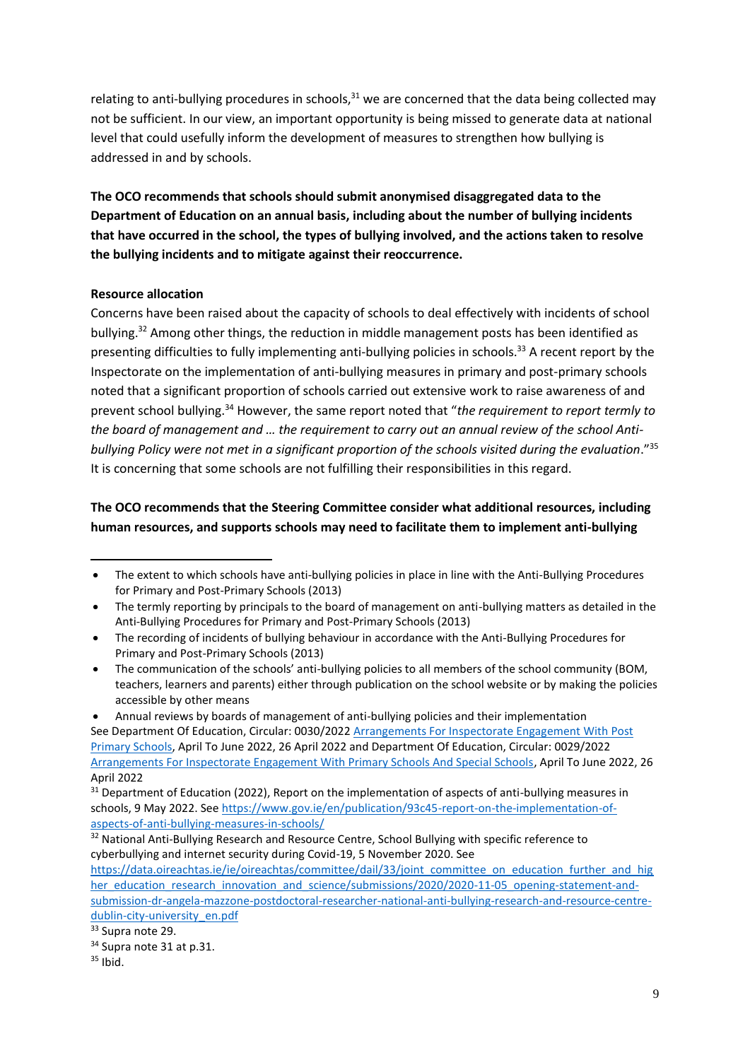relating to anti-bullying procedures in schools,[31] we are concerned that the data being collected may not be sufficient. In our view, an important opportunity is being missed to generate data at national level that could usefully inform the development of measures to strengthen how bullying is addressed in and by schools.

**The OCO recommends that schools should submit anonymised disaggregated data to the Department of Education on an annual basis, including about the number of bullying incidents that have occurred in the school, the types of bullying involved, and the actions taken to resolve the bullying incidents and to mitigate against their reoccurrence.**

**Resource allocation**

Concerns have been raised about the capacity of schools to deal effectively with incidents of school bullying.[32] Among other things, the reduction in middle management posts has been identified as presenting difficulties to fully implementing anti-bullying policies in schools.[33] A recent report by the Inspectorate on the implementation of anti-bullying measures in primary and post-primary schools noted that a significant proportion of schools carried out extensive work to raise awareness of and prevent school bullying.[34] However, the same report noted that "*the requirement to report termly to the board of management and … the requirement to carry out an annual review of the school Anti-bullying Policy were not met in a significant proportion of the schools visited during the evaluation*."[35] It is concerning that some schools are not fulfilling their responsibilities in this regard.

**The OCO recommends that the Steering Committee consider what additional resources, including human resources, and supports schools may need to facilitate them to implement anti-bullying**

---

- The extent to which schools have anti-bullying policies in place in line with the Anti-Bullying Procedures for Primary and Post-Primary Schools (2013)
- The termly reporting by principals to the board of management on anti-bullying matters as detailed in the Anti-Bullying Procedures for Primary and Post-Primary Schools (2013)
- The recording of incidents of bullying behaviour in accordance with the Anti-Bullying Procedures for Primary and Post-Primary Schools (2013)
- The communication of the schools' anti-bullying policies to all members of the school community (BOM, teachers, learners and parents) either through publication on the school website or by making the policies accessible by other means
- Annual reviews by boards of management of anti-bullying policies and their implementation

See Department Of Education, Circular: 0030/2022 Arrangements For Inspectorate Engagement With Post Primary Schools, April To June 2022, 26 April 2022 and Department Of Education, Circular: 0029/2022 Arrangements For Inspectorate Engagement With Primary Schools And Special Schools, April To June 2022, 26 April 2022

[31] Department of Education (2022), Report on the implementation of aspects of anti-bullying measures in schools, 9 May 2022. See https://www.gov.ie/en/publication/93c45-report-on-the-implementation-of-aspects-of-anti-bullying-measures-in-schools/

[32] National Anti-Bullying Research and Resource Centre, School Bullying with specific reference to cyberbullying and internet security during Covid-19, 5 November 2020. See https://data.oireachtas.ie/ie/oireachtas/committee/dail/33/joint_committee_on_education_further_and_higher_education_research_innovation_and_science/submissions/2020/2020-11-05_opening-statement-and-submission-dr-angela-mazzone-postdoctoral-researcher-national-anti-bullying-research-and-resource-centre-dublin-city-university_en.pdf

[33] Supra note 29.

[34] Supra note 31 at p.31.

[35] Ibid.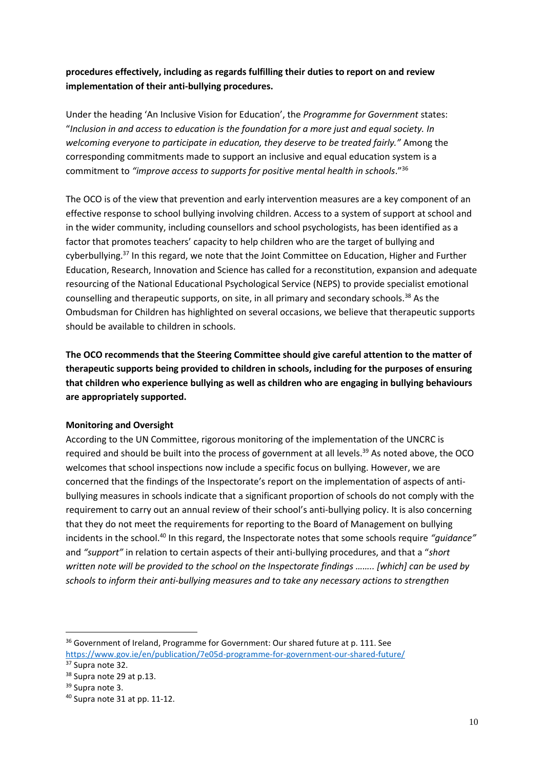**procedures effectively, including as regards fulfilling their duties to report on and review implementation of their anti-bullying procedures.**

Under the heading 'An Inclusive Vision for Education', the *Programme for Government* states: "*Inclusion in and access to education is the foundation for a more just and equal society. In welcoming everyone to participate in education, they deserve to be treated fairly."* Among the corresponding commitments made to support an inclusive and equal education system is a commitment to *"improve access to supports for positive mental health in schools*."[36]

The OCO is of the view that prevention and early intervention measures are a key component of an effective response to school bullying involving children. Access to a system of support at school and in the wider community, including counsellors and school psychologists, has been identified as a factor that promotes teachers' capacity to help children who are the target of bullying and cyberbullying.[37] In this regard, we note that the Joint Committee on Education, Higher and Further Education, Research, Innovation and Science has called for a reconstitution, expansion and adequate resourcing of the National Educational Psychological Service (NEPS) to provide specialist emotional counselling and therapeutic supports, on site, in all primary and secondary schools.[38] As the Ombudsman for Children has highlighted on several occasions, we believe that therapeutic supports should be available to children in schools.

**The OCO recommends that the Steering Committee should give careful attention to the matter of therapeutic supports being provided to children in schools, including for the purposes of ensuring that children who experience bullying as well as children who are engaging in bullying behaviours are appropriately supported.**

**Monitoring and Oversight**

According to the UN Committee, rigorous monitoring of the implementation of the UNCRC is required and should be built into the process of government at all levels.[39] As noted above, the OCO welcomes that school inspections now include a specific focus on bullying. However, we are concerned that the findings of the Inspectorate's report on the implementation of aspects of anti-bullying measures in schools indicate that a significant proportion of schools do not comply with the requirement to carry out an annual review of their school's anti-bullying policy. It is also concerning that they do not meet the requirements for reporting to the Board of Management on bullying incidents in the school.[40] In this regard, the Inspectorate notes that some schools require *"guidance"* and *"support"* in relation to certain aspects of their anti-bullying procedures, and that a "*short written note will be provided to the school on the Inspectorate findings …….. [which] can be used by schools to inform their anti-bullying measures and to take any necessary actions to strengthen*

---

[36] Government of Ireland, Programme for Government: Our shared future at p. 111. See https://www.gov.ie/en/publication/7e05d-programme-for-government-our-shared-future/

[37] Supra note 32.

[38] Supra note 29 at p.13.

[39] Supra note 3.

[40] Supra note 31 at pp. 11-12.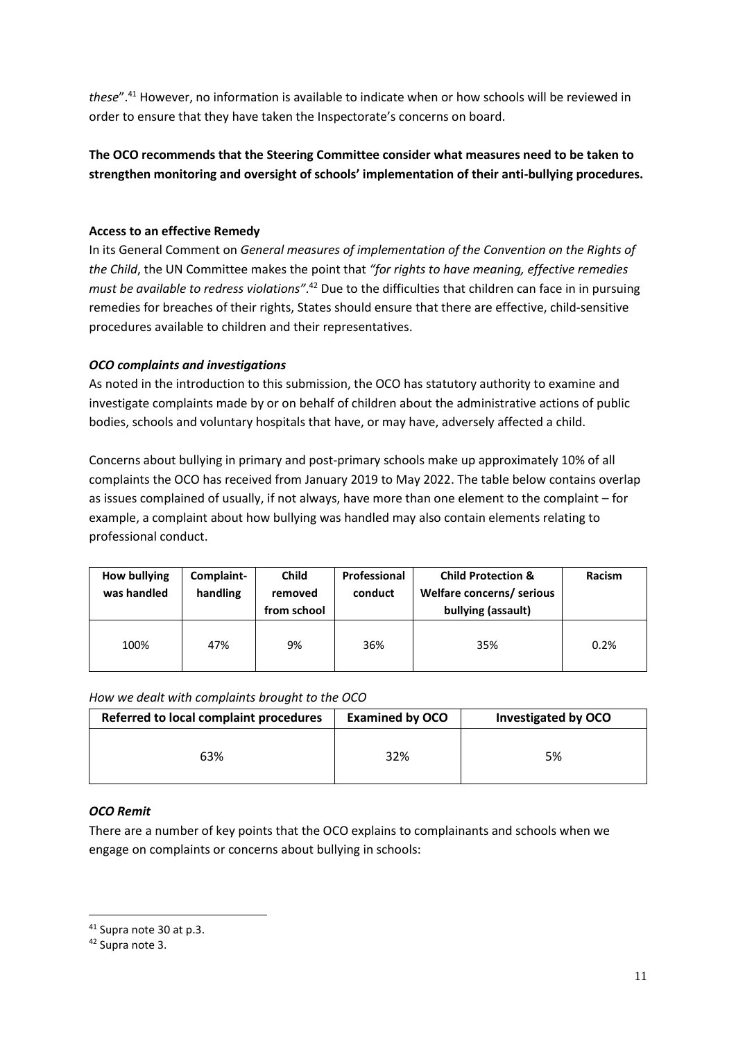*these*".[41] However, no information is available to indicate when or how schools will be reviewed in order to ensure that they have taken the Inspectorate's concerns on board.

**The OCO recommends that the Steering Committee consider what measures need to be taken to strengthen monitoring and oversight of schools' implementation of their anti-bullying procedures.**

**Access to an effective Remedy**

In its General Comment on *General measures of implementation of the Convention on the Rights of the Child*, the UN Committee makes the point that *"for rights to have meaning, effective remedies must be available to redress violations"*.[42] Due to the difficulties that children can face in in pursuing remedies for breaches of their rights, States should ensure that there are effective, child-sensitive procedures available to children and their representatives.

***OCO complaints and investigations***

As noted in the introduction to this submission, the OCO has statutory authority to examine and investigate complaints made by or on behalf of children about the administrative actions of public bodies, schools and voluntary hospitals that have, or may have, adversely affected a child.

Concerns about bullying in primary and post-primary schools make up approximately 10% of all complaints the OCO has received from January 2019 to May 2022. The table below contains overlap as issues complained of usually, if not always, have more than one element to the complaint – for example, a complaint about how bullying was handled may also contain elements relating to professional conduct.

| How bullying was handled | Complaint-handling | Child removed from school | Professional conduct | Child Protection & Welfare concerns/ serious bullying (assault) | Racism |
|---|---|---|---|---|---|
| 100% | 47% | 9% | 36% | 35% | 0.2% |

*How we dealt with complaints brought to the OCO*

| Referred to local complaint procedures | Examined by OCO | Investigated by OCO |
|---|---|---|
| 63% | 32% | 5% |

***OCO Remit***

There are a number of key points that the OCO explains to complainants and schools when we engage on complaints or concerns about bullying in schools:

[41] Supra note 30 at p.3.

[42] Supra note 3.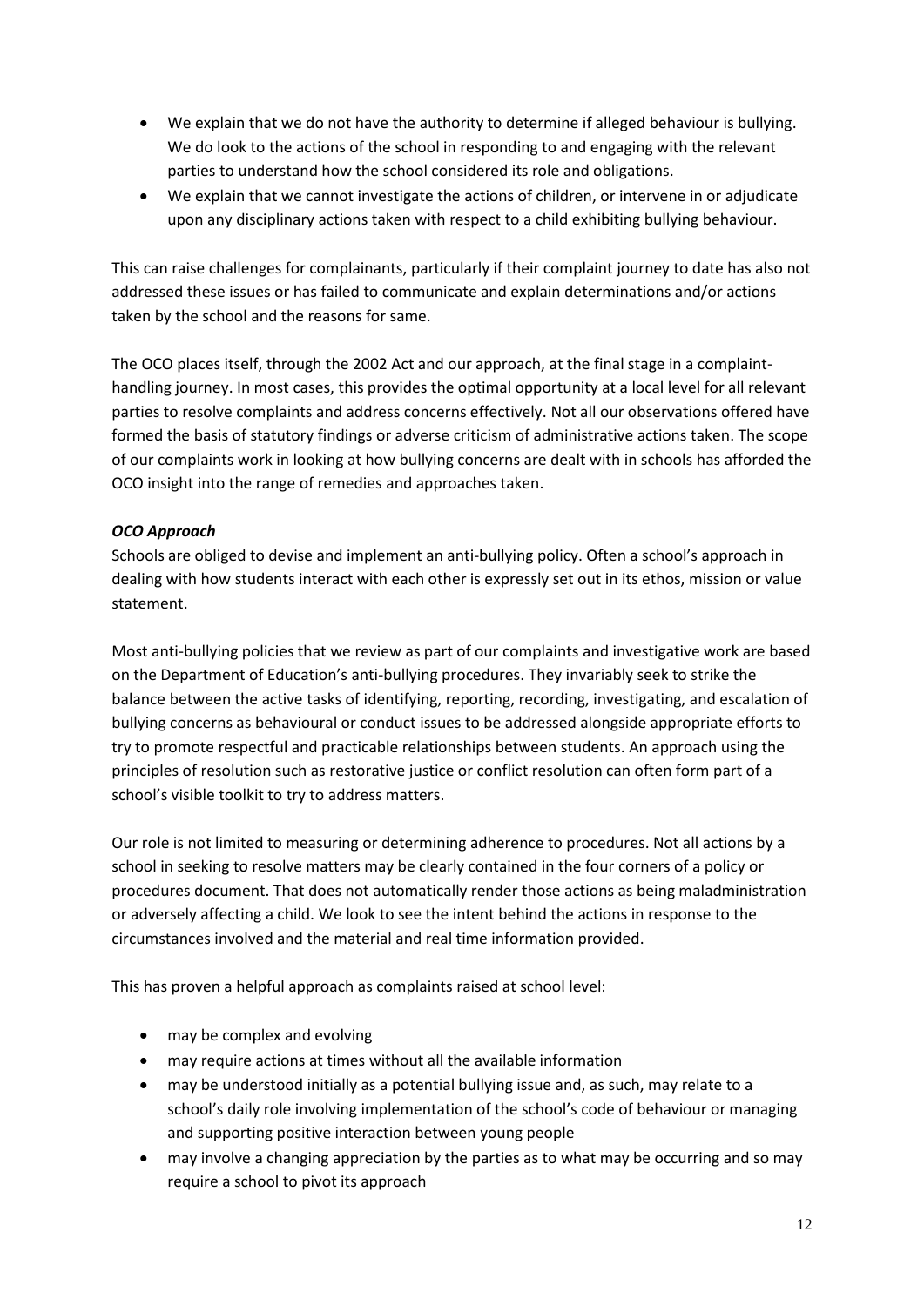- We explain that we do not have the authority to determine if alleged behaviour is bullying. We do look to the actions of the school in responding to and engaging with the relevant parties to understand how the school considered its role and obligations.
- We explain that we cannot investigate the actions of children, or intervene in or adjudicate upon any disciplinary actions taken with respect to a child exhibiting bullying behaviour.

This can raise challenges for complainants, particularly if their complaint journey to date has also not addressed these issues or has failed to communicate and explain determinations and/or actions taken by the school and the reasons for same.

The OCO places itself, through the 2002 Act and our approach, at the final stage in a complaint-handling journey. In most cases, this provides the optimal opportunity at a local level for all relevant parties to resolve complaints and address concerns effectively. Not all our observations offered have formed the basis of statutory findings or adverse criticism of administrative actions taken. The scope of our complaints work in looking at how bullying concerns are dealt with in schools has afforded the OCO insight into the range of remedies and approaches taken.

***OCO Approach***

Schools are obliged to devise and implement an anti-bullying policy. Often a school's approach in dealing with how students interact with each other is expressly set out in its ethos, mission or value statement.

Most anti-bullying policies that we review as part of our complaints and investigative work are based on the Department of Education's anti-bullying procedures. They invariably seek to strike the balance between the active tasks of identifying, reporting, recording, investigating, and escalation of bullying concerns as behavioural or conduct issues to be addressed alongside appropriate efforts to try to promote respectful and practicable relationships between students. An approach using the principles of resolution such as restorative justice or conflict resolution can often form part of a school's visible toolkit to try to address matters.

Our role is not limited to measuring or determining adherence to procedures. Not all actions by a school in seeking to resolve matters may be clearly contained in the four corners of a policy or procedures document. That does not automatically render those actions as being maladministration or adversely affecting a child. We look to see the intent behind the actions in response to the circumstances involved and the material and real time information provided.

This has proven a helpful approach as complaints raised at school level:

- may be complex and evolving
- may require actions at times without all the available information
- may be understood initially as a potential bullying issue and, as such, may relate to a school's daily role involving implementation of the school's code of behaviour or managing and supporting positive interaction between young people
- may involve a changing appreciation by the parties as to what may be occurring and so may require a school to pivot its approach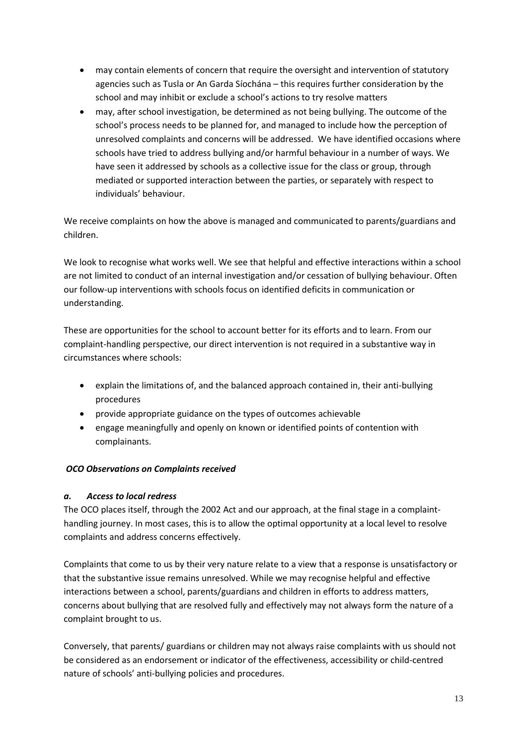- may contain elements of concern that require the oversight and intervention of statutory agencies such as Tusla or An Garda Síochána – this requires further consideration by the school and may inhibit or exclude a school's actions to try resolve matters
- may, after school investigation, be determined as not being bullying. The outcome of the school's process needs to be planned for, and managed to include how the perception of unresolved complaints and concerns will be addressed. We have identified occasions where schools have tried to address bullying and/or harmful behaviour in a number of ways. We have seen it addressed by schools as a collective issue for the class or group, through mediated or supported interaction between the parties, or separately with respect to individuals' behaviour.

We receive complaints on how the above is managed and communicated to parents/guardians and children.

We look to recognise what works well. We see that helpful and effective interactions within a school are not limited to conduct of an internal investigation and/or cessation of bullying behaviour. Often our follow-up interventions with schools focus on identified deficits in communication or understanding.

These are opportunities for the school to account better for its efforts and to learn. From our complaint-handling perspective, our direct intervention is not required in a substantive way in circumstances where schools:

- explain the limitations of, and the balanced approach contained in, their anti-bullying procedures
- provide appropriate guidance on the types of outcomes achievable
- engage meaningfully and openly on known or identified points of contention with complainants.

***OCO Observations on Complaints received***

***a. Access to local redress***

The OCO places itself, through the 2002 Act and our approach, at the final stage in a complaint-handling journey. In most cases, this is to allow the optimal opportunity at a local level to resolve complaints and address concerns effectively.

Complaints that come to us by their very nature relate to a view that a response is unsatisfactory or that the substantive issue remains unresolved. While we may recognise helpful and effective interactions between a school, parents/guardians and children in efforts to address matters, concerns about bullying that are resolved fully and effectively may not always form the nature of a complaint brought to us.

Conversely, that parents/ guardians or children may not always raise complaints with us should not be considered as an endorsement or indicator of the effectiveness, accessibility or child-centred nature of schools' anti-bullying policies and procedures.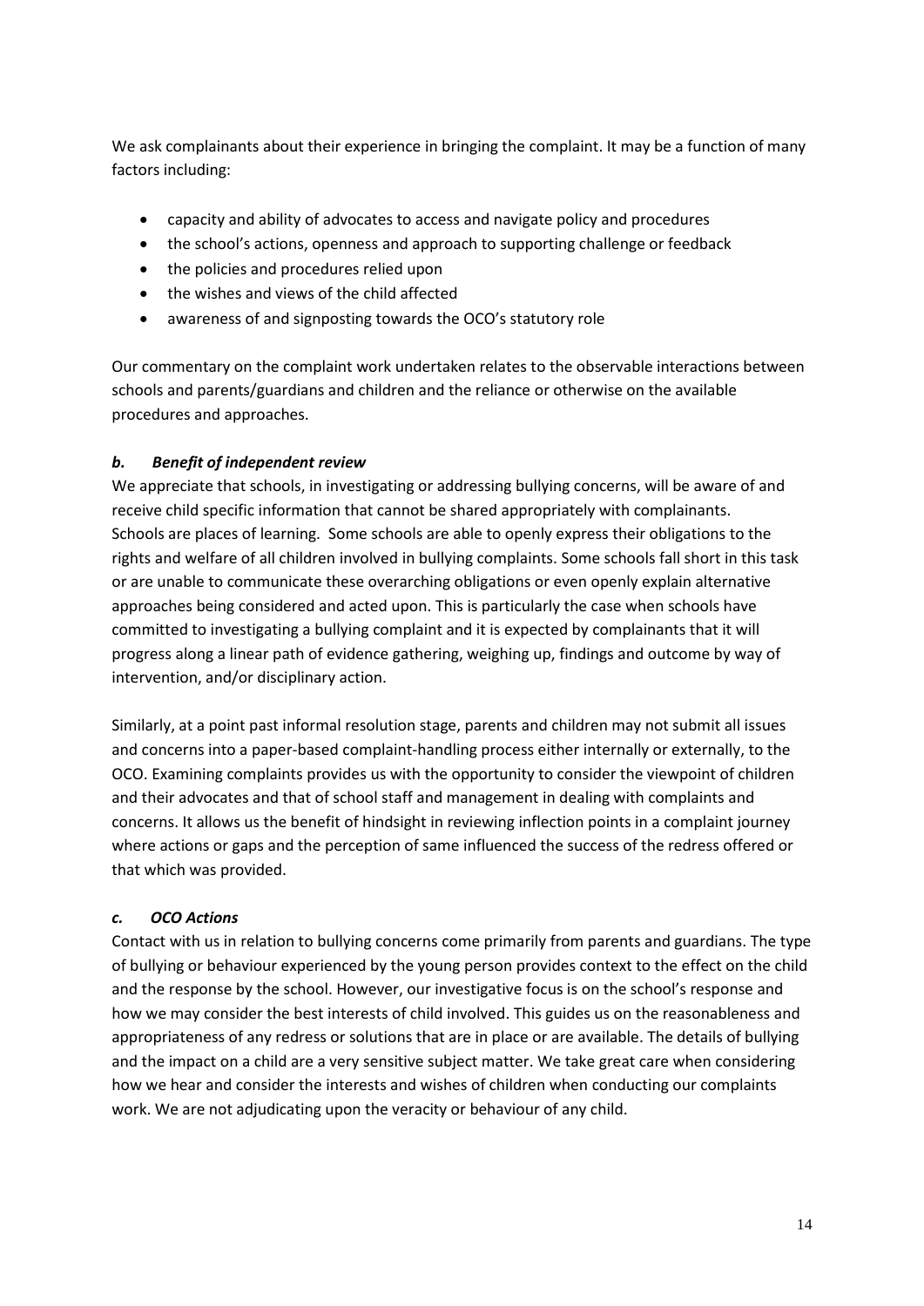We ask complainants about their experience in bringing the complaint. It may be a function of many factors including:

- capacity and ability of advocates to access and navigate policy and procedures
- the school's actions, openness and approach to supporting challenge or feedback
- the policies and procedures relied upon
- the wishes and views of the child affected
- awareness of and signposting towards the OCO's statutory role

Our commentary on the complaint work undertaken relates to the observable interactions between schools and parents/guardians and children and the reliance or otherwise on the available procedures and approaches.

### *b. Benefit of independent review*

We appreciate that schools, in investigating or addressing bullying concerns, will be aware of and receive child specific information that cannot be shared appropriately with complainants. Schools are places of learning. Some schools are able to openly express their obligations to the rights and welfare of all children involved in bullying complaints. Some schools fall short in this task or are unable to communicate these overarching obligations or even openly explain alternative approaches being considered and acted upon. This is particularly the case when schools have committed to investigating a bullying complaint and it is expected by complainants that it will progress along a linear path of evidence gathering, weighing up, findings and outcome by way of intervention, and/or disciplinary action.

Similarly, at a point past informal resolution stage, parents and children may not submit all issues and concerns into a paper-based complaint-handling process either internally or externally, to the OCO. Examining complaints provides us with the opportunity to consider the viewpoint of children and their advocates and that of school staff and management in dealing with complaints and concerns. It allows us the benefit of hindsight in reviewing inflection points in a complaint journey where actions or gaps and the perception of same influenced the success of the redress offered or that which was provided.

### *c. OCO Actions*

Contact with us in relation to bullying concerns come primarily from parents and guardians. The type of bullying or behaviour experienced by the young person provides context to the effect on the child and the response by the school. However, our investigative focus is on the school's response and how we may consider the best interests of child involved. This guides us on the reasonableness and appropriateness of any redress or solutions that are in place or are available. The details of bullying and the impact on a child are a very sensitive subject matter. We take great care when considering how we hear and consider the interests and wishes of children when conducting our complaints work. We are not adjudicating upon the veracity or behaviour of any child.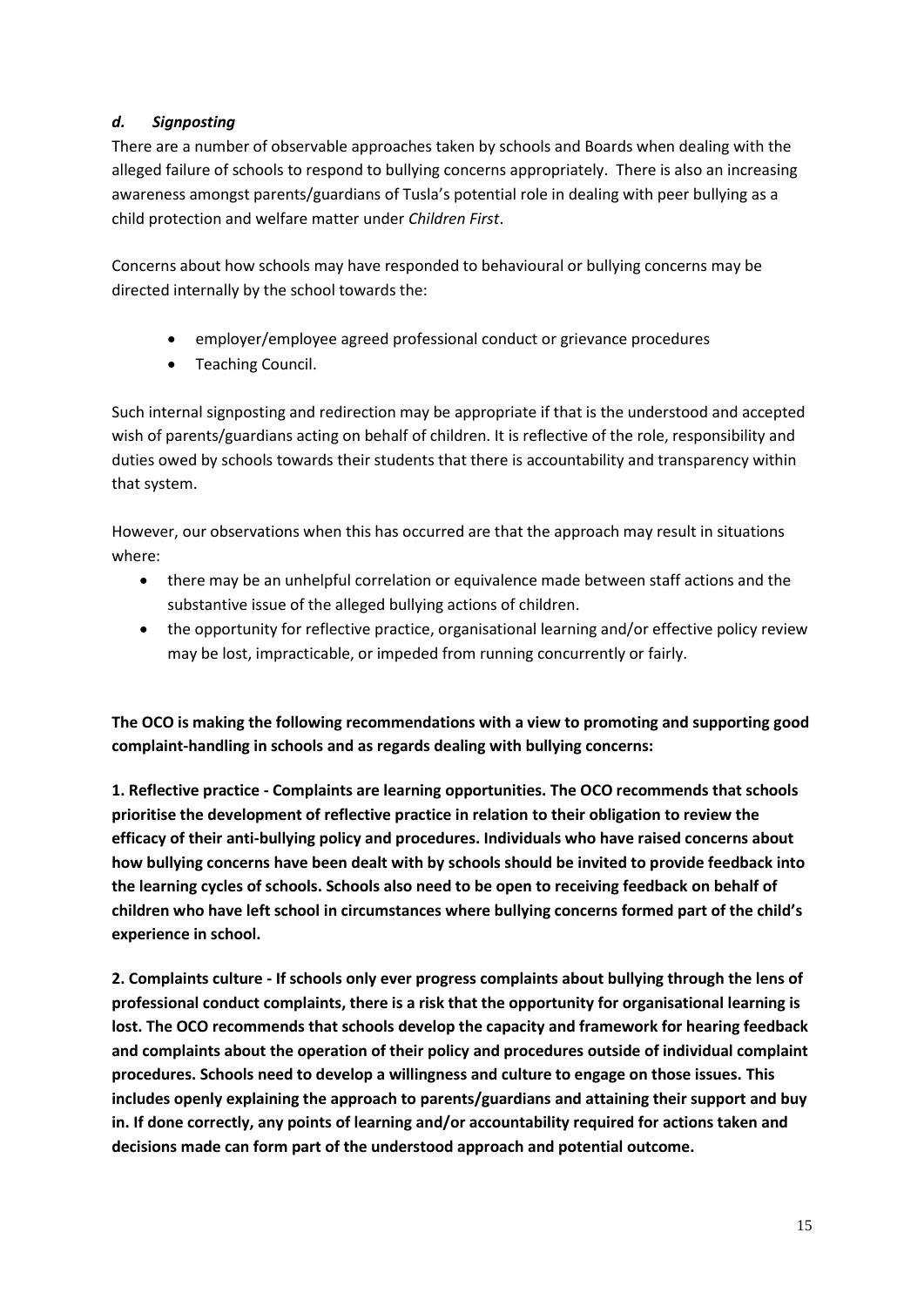### *d. Signposting*

There are a number of observable approaches taken by schools and Boards when dealing with the alleged failure of schools to respond to bullying concerns appropriately. There is also an increasing awareness amongst parents/guardians of Tusla's potential role in dealing with peer bullying as a child protection and welfare matter under *Children First*.

Concerns about how schools may have responded to behavioural or bullying concerns may be directed internally by the school towards the:

- employer/employee agreed professional conduct or grievance procedures
- Teaching Council.

Such internal signposting and redirection may be appropriate if that is the understood and accepted wish of parents/guardians acting on behalf of children. It is reflective of the role, responsibility and duties owed by schools towards their students that there is accountability and transparency within that system.

However, our observations when this has occurred are that the approach may result in situations where:

- there may be an unhelpful correlation or equivalence made between staff actions and the substantive issue of the alleged bullying actions of children.
- the opportunity for reflective practice, organisational learning and/or effective policy review may be lost, impracticable, or impeded from running concurrently or fairly.

**The OCO is making the following recommendations with a view to promoting and supporting good complaint-handling in schools and as regards dealing with bullying concerns:**

**1. Reflective practice - Complaints are learning opportunities. The OCO recommends that schools prioritise the development of reflective practice in relation to their obligation to review the efficacy of their anti-bullying policy and procedures. Individuals who have raised concerns about how bullying concerns have been dealt with by schools should be invited to provide feedback into the learning cycles of schools. Schools also need to be open to receiving feedback on behalf of children who have left school in circumstances where bullying concerns formed part of the child's experience in school.**

**2. Complaints culture - If schools only ever progress complaints about bullying through the lens of professional conduct complaints, there is a risk that the opportunity for organisational learning is lost. The OCO recommends that schools develop the capacity and framework for hearing feedback and complaints about the operation of their policy and procedures outside of individual complaint procedures. Schools need to develop a willingness and culture to engage on those issues. This includes openly explaining the approach to parents/guardians and attaining their support and buy in. If done correctly, any points of learning and/or accountability required for actions taken and decisions made can form part of the understood approach and potential outcome.**